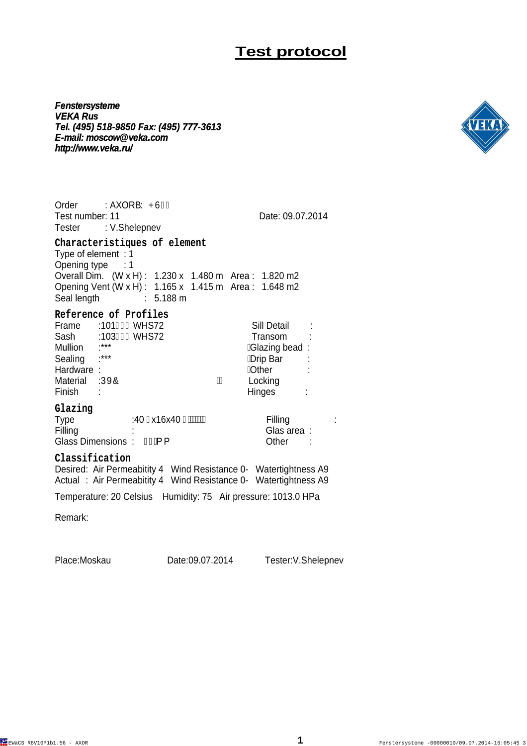# Test protocol

***Fenstersysteme***
***VEKA Rus***
***Tel. (495) 518-9850 Fax: (495) 777-3613***
***E-mail: moscow@veka.com***
***http://www.veka.ru/***

Order : AXORB: +6
Test number: 11 Date: 09.07.2014
Tester : V.Shelepnev

## Characteristiques of element

Type of element : 1
Opening type : 1
Overall Dim. (W x H) : 1.230 x 1.480 m Area : 1.820 m2
Opening Vent (W x H) : 1.165 x 1.415 m Area : 1.648 m2
Seal length : 5.188 m

## Reference of Profiles

| | | | |
|---|---|---|---|
| Frame | :101 WHS72 | Sill Detail | : |
| Sash | :103 WHS72 | Transom | : |
| Mullion | :*** | Glazing bead | : |
| Sealing | :*** | Drip Bar | : |
| Hardware | : | Other | : |
| Material | :39& | Locking | |
| Finish | : | Hinges | : |

## Glazing

| | | | |
|---|---|---|---|
| Type | :40 x16x40 | Filling | : |
| Filling | : | Glas area | : |
| Glass Dimensions | : PP | Other | : |

## Classification

Desired: Air Permeabitity 4 Wind Resistance 0- Watertightness A9
Actual : Air Permeabitity 4 Wind Resistance 0- Watertightness A9

Temperature: 20 Celsius Humidity: 75 Air pressure: 1013.0 HPa

Remark:

Place:Moskau Date:09.07.2014 Tester:V.Shelepnev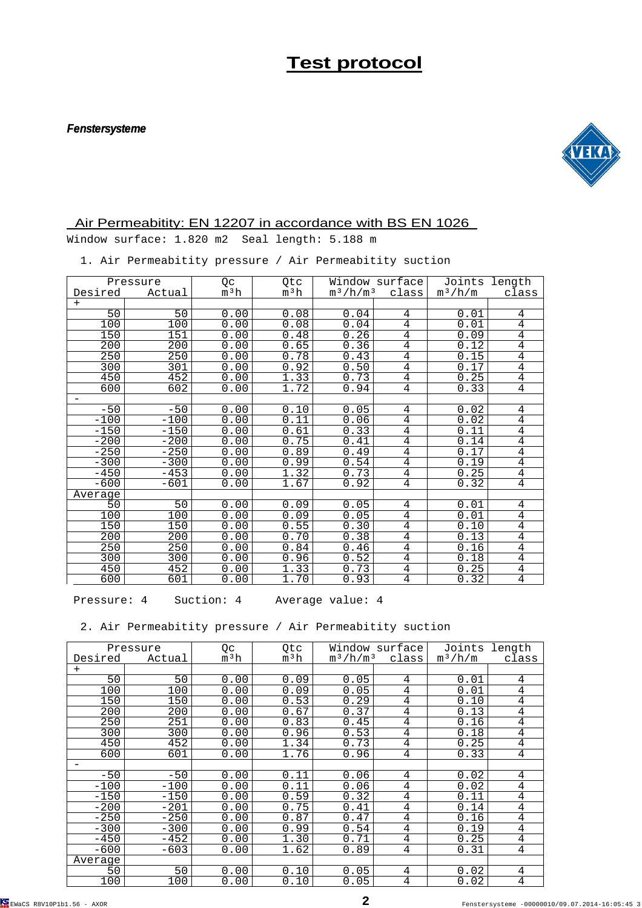# Test protocol

***Fenstersysteme***

## Air Permeabitity: EN 12207 in accordance with BS EN 1026

Window surface: 1.820 m2  Seal length: 5.188 m

1. Air Permeabitity pressure / Air Permeabitity suction

| Pressure Desired | Pressure Actual | Qc $m^3h$ | Qtc $m^3h$ | Window surface $m^3/h/m^3$ | Window surface class | Joints length $m^3/h/m$ | Joints length class |
|---|---|---|---|---|---|---|---|
| + | | | | | | | |
| 50 | 50 | 0.00 | 0.08 | 0.04 | 4 | 0.01 | 4 |
| 100 | 100 | 0.00 | 0.08 | 0.04 | 4 | 0.01 | 4 |
| 150 | 151 | 0.00 | 0.48 | 0.26 | 4 | 0.09 | 4 |
| 200 | 200 | 0.00 | 0.65 | 0.36 | 4 | 0.12 | 4 |
| 250 | 250 | 0.00 | 0.78 | 0.43 | 4 | 0.15 | 4 |
| 300 | 301 | 0.00 | 0.92 | 0.50 | 4 | 0.17 | 4 |
| 450 | 452 | 0.00 | 1.33 | 0.73 | 4 | 0.25 | 4 |
| 600 | 602 | 0.00 | 1.72 | 0.94 | 4 | 0.33 | 4 |
| - | | | | | | | |
| -50 | -50 | 0.00 | 0.10 | 0.05 | 4 | 0.02 | 4 |
| -100 | -100 | 0.00 | 0.11 | 0.06 | 4 | 0.02 | 4 |
| -150 | -150 | 0.00 | 0.61 | 0.33 | 4 | 0.11 | 4 |
| -200 | -200 | 0.00 | 0.75 | 0.41 | 4 | 0.14 | 4 |
| -250 | -250 | 0.00 | 0.89 | 0.49 | 4 | 0.17 | 4 |
| -300 | -300 | 0.00 | 0.99 | 0.54 | 4 | 0.19 | 4 |
| -450 | -453 | 0.00 | 1.32 | 0.73 | 4 | 0.25 | 4 |
| -600 | -601 | 0.00 | 1.67 | 0.92 | 4 | 0.32 | 4 |
| Average | | | | | | | |
| 50 | 50 | 0.00 | 0.09 | 0.05 | 4 | 0.01 | 4 |
| 100 | 100 | 0.00 | 0.09 | 0.05 | 4 | 0.01 | 4 |
| 150 | 150 | 0.00 | 0.55 | 0.30 | 4 | 0.10 | 4 |
| 200 | 200 | 0.00 | 0.70 | 0.38 | 4 | 0.13 | 4 |
| 250 | 250 | 0.00 | 0.84 | 0.46 | 4 | 0.16 | 4 |
| 300 | 300 | 0.00 | 0.96 | 0.52 | 4 | 0.18 | 4 |
| 450 | 452 | 0.00 | 1.33 | 0.73 | 4 | 0.25 | 4 |
| 600 | 601 | 0.00 | 1.70 | 0.93 | 4 | 0.32 | 4 |

Pressure: 4    Suction: 4    Average value: 4

2. Air Permeabitity pressure / Air Permeabitity suction

| Pressure Desired | Pressure Actual | Qc $m^3h$ | Qtc $m^3h$ | Window surface $m^3/h/m^3$ | Window surface class | Joints length $m^3/h/m$ | Joints length class |
|---|---|---|---|---|---|---|---|
| + | | | | | | | |
| 50 | 50 | 0.00 | 0.09 | 0.05 | 4 | 0.01 | 4 |
| 100 | 100 | 0.00 | 0.09 | 0.05 | 4 | 0.01 | 4 |
| 150 | 150 | 0.00 | 0.53 | 0.29 | 4 | 0.10 | 4 |
| 200 | 200 | 0.00 | 0.67 | 0.37 | 4 | 0.13 | 4 |
| 250 | 251 | 0.00 | 0.83 | 0.45 | 4 | 0.16 | 4 |
| 300 | 300 | 0.00 | 0.96 | 0.53 | 4 | 0.18 | 4 |
| 450 | 452 | 0.00 | 1.34 | 0.73 | 4 | 0.25 | 4 |
| 600 | 601 | 0.00 | 1.76 | 0.96 | 4 | 0.33 | 4 |
| - | | | | | | | |
| -50 | -50 | 0.00 | 0.11 | 0.06 | 4 | 0.02 | 4 |
| -100 | -100 | 0.00 | 0.11 | 0.06 | 4 | 0.02 | 4 |
| -150 | -150 | 0.00 | 0.59 | 0.32 | 4 | 0.11 | 4 |
| -200 | -201 | 0.00 | 0.75 | 0.41 | 4 | 0.14 | 4 |
| -250 | -250 | 0.00 | 0.87 | 0.47 | 4 | 0.16 | 4 |
| -300 | -300 | 0.00 | 0.99 | 0.54 | 4 | 0.19 | 4 |
| -450 | -452 | 0.00 | 1.30 | 0.71 | 4 | 0.25 | 4 |
| -600 | -603 | 0.00 | 1.62 | 0.89 | 4 | 0.31 | 4 |
| Average | | | | | | | |
| 50 | 50 | 0.00 | 0.10 | 0.05 | 4 | 0.02 | 4 |
| 100 | 100 | 0.00 | 0.10 | 0.05 | 4 | 0.02 | 4 |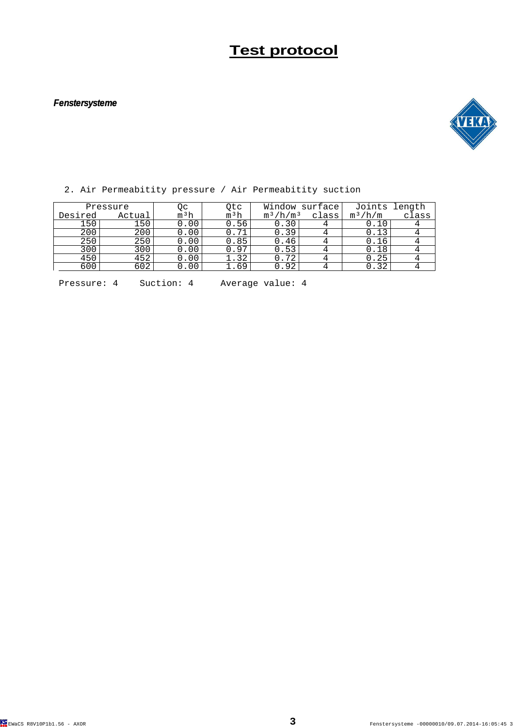# Test protocol

***Fenstersysteme***

2. Air Permeabitity pressure / Air Permeabitity suction

| Pressure | | Qc | Qtc | Window surface | | Joints length | |
|---|---|---|---|---|---|---|---|
| Desired | Actual | $m^3h$ | $m^3h$ | $m^3/h/m^3$ | class | $m^3/h/m$ | class |
| 150 | 150 | 0.00 | 0.56 | 0.30 | 4 | 0.10 | 4 |
| 200 | 200 | 0.00 | 0.71 | 0.39 | 4 | 0.13 | 4 |
| 250 | 250 | 0.00 | 0.85 | 0.46 | 4 | 0.16 | 4 |
| 300 | 300 | 0.00 | 0.97 | 0.53 | 4 | 0.18 | 4 |
| 450 | 452 | 0.00 | 1.32 | 0.72 | 4 | 0.25 | 4 |
| 600 | 602 | 0.00 | 1.69 | 0.92 | 4 | 0.32 | 4 |

Pressure: 4     Suction: 4     Average value: 4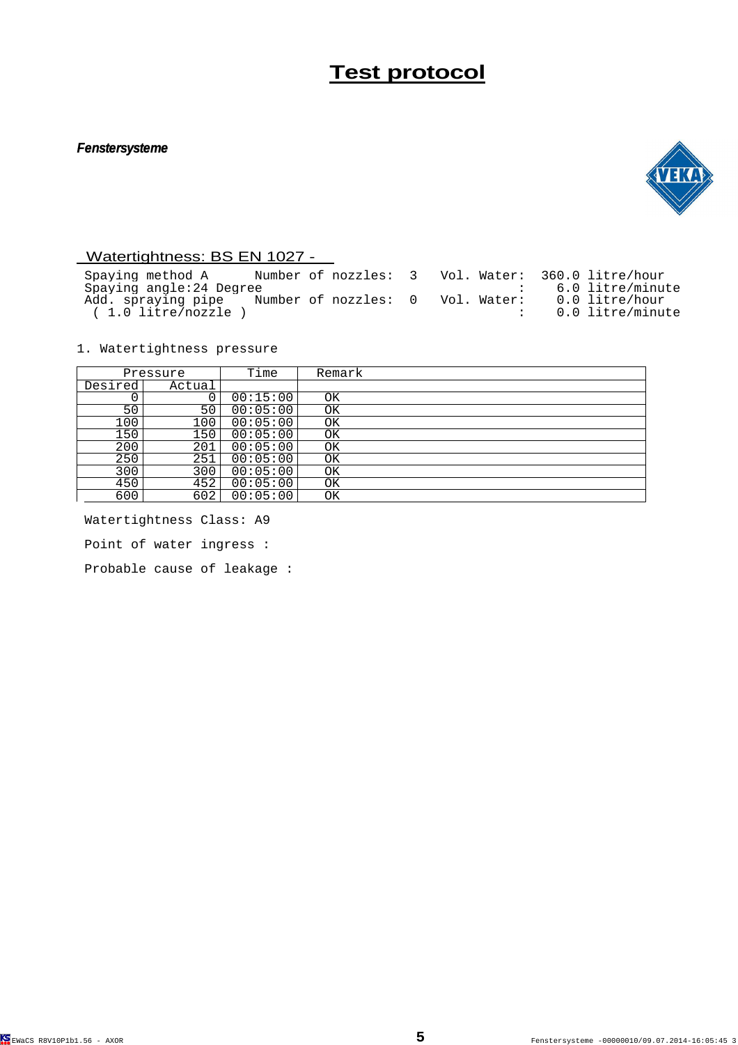# Test protocol

***Fenstersysteme***

## Watertightness: BS EN 1027 -

```
Spaying method A      Number of nozzles:  3   Vol. Water:  360.0 litre/hour
Spaying angle:24 Degree                                  :    6.0 litre/minute
Add. spraying pipe    Number of nozzles:  0   Vol. Water:    0.0 litre/hour
 ( 1.0 litre/nozzle )                                    :    0.0 litre/minute
```

1. Watertightness pressure

| Pressure | | Time | Remark |
|---|---|---|---|
| Desired | Actual | | |
| 0 | 0 | 00:15:00 | OK |
| 50 | 50 | 00:05:00 | OK |
| 100 | 100 | 00:05:00 | OK |
| 150 | 150 | 00:05:00 | OK |
| 200 | 201 | 00:05:00 | OK |
| 250 | 251 | 00:05:00 | OK |
| 300 | 300 | 00:05:00 | OK |
| 450 | 452 | 00:05:00 | OK |
| 600 | 602 | 00:05:00 | OK |

Watertightness Class: A9

Point of water ingress :

Probable cause of leakage :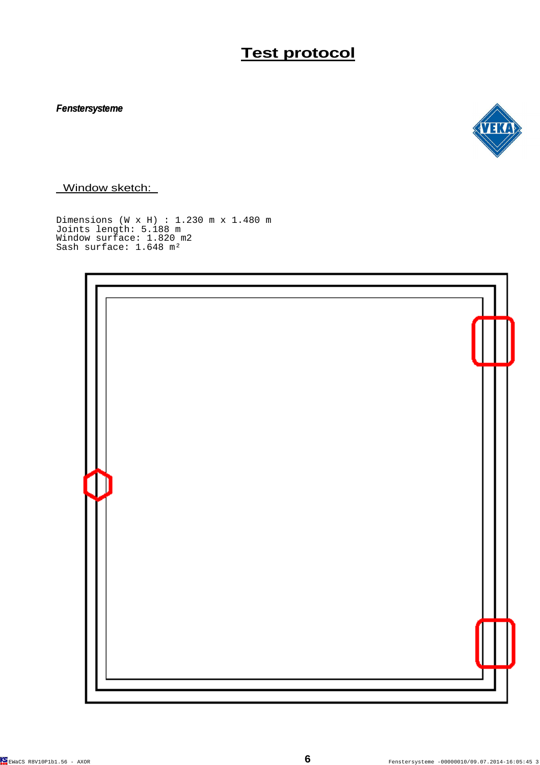# Test protocol

***Fenstersysteme***

Window sketch:

Dimensions (W x H) : 1.230 m x 1.480 m
Joints length: 5.188 m
Window surface: 1.820 m2
Sash surface: 1.648 $m^2$